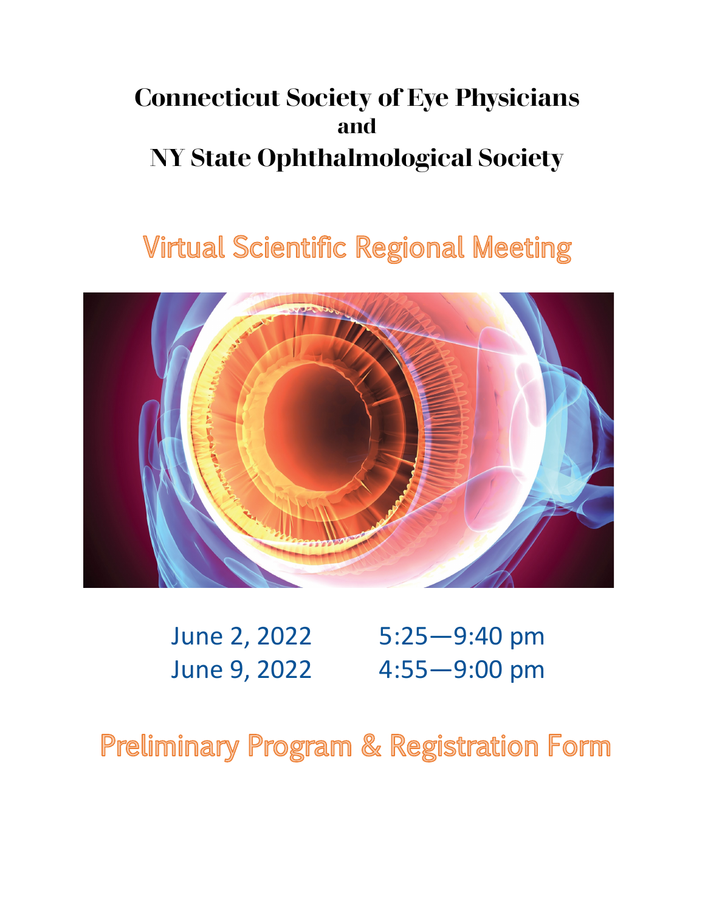# Connecticut Society of Eye Physicians
# and
# NY State Ophthalmological Society

## Virtual Scientific Regional Meeting

June 2, 2022 — 5:25—9:40 pm

June 9, 2022 — 4:55—9:00 pm

## Preliminary Program & Registration Form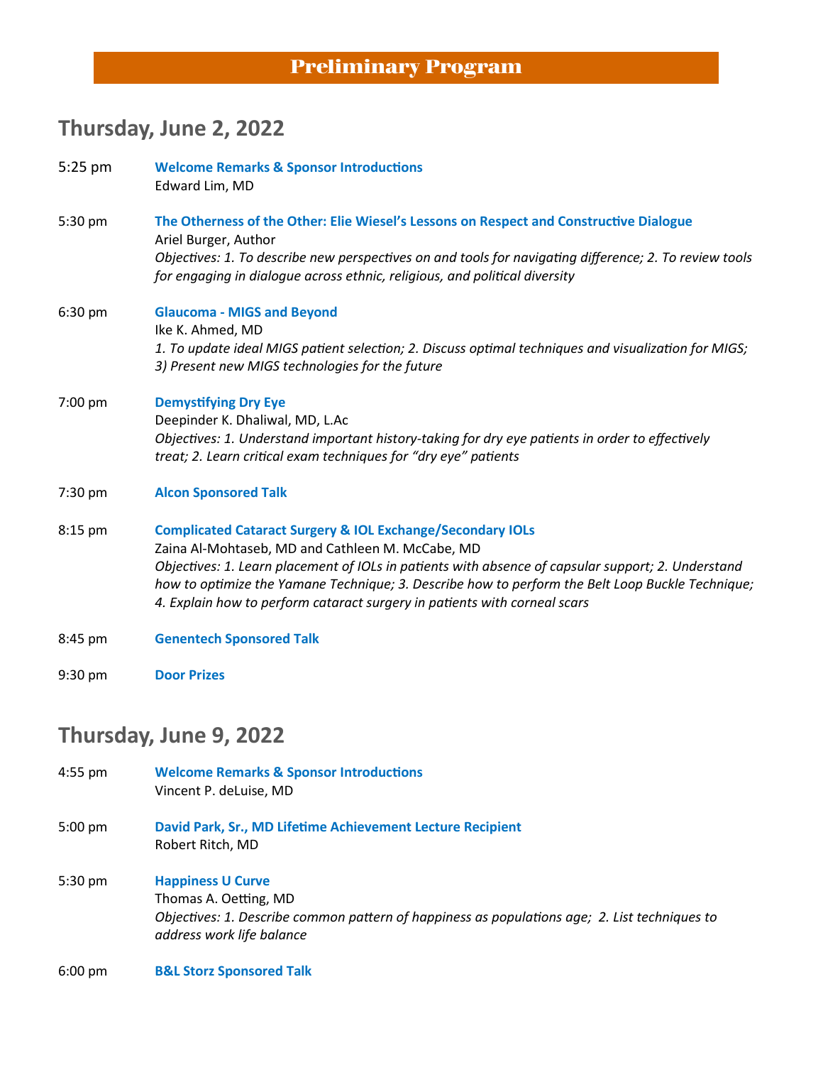# Preliminary Program

## Thursday, June 2, 2022

5:25 pm **Welcome Remarks & Sponsor Introductions**
Edward Lim, MD

5:30 pm **The Otherness of the Other: Elie Wiesel's Lessons on Respect and Constructive Dialogue**
Ariel Burger, Author
*Objectives: 1. To describe new perspectives on and tools for navigating difference; 2. To review tools for engaging in dialogue across ethnic, religious, and political diversity*

6:30 pm **Glaucoma - MIGS and Beyond**
Ike K. Ahmed, MD
*1. To update ideal MIGS patient selection; 2. Discuss optimal techniques and visualization for MIGS; 3) Present new MIGS technologies for the future*

7:00 pm **Demystifying Dry Eye**
Deepinder K. Dhaliwal, MD, L.Ac
*Objectives: 1. Understand important history-taking for dry eye patients in order to effectively treat; 2. Learn critical exam techniques for "dry eye" patients*

7:30 pm **Alcon Sponsored Talk**

8:15 pm **Complicated Cataract Surgery & IOL Exchange/Secondary IOLs**
Zaina Al-Mohtaseb, MD and Cathleen M. McCabe, MD
*Objectives: 1. Learn placement of IOLs in patients with absence of capsular support; 2. Understand how to optimize the Yamane Technique; 3. Describe how to perform the Belt Loop Buckle Technique; 4. Explain how to perform cataract surgery in patients with corneal scars*

8:45 pm **Genentech Sponsored Talk**

9:30 pm **Door Prizes**

## Thursday, June 9, 2022

4:55 pm **Welcome Remarks & Sponsor Introductions**
Vincent P. deLuise, MD

5:00 pm **David Park, Sr., MD Lifetime Achievement Lecture Recipient**
Robert Ritch, MD

5:30 pm **Happiness U Curve**
Thomas A. Oetting, MD
*Objectives: 1. Describe common pattern of happiness as populations age; 2. List techniques to address work life balance*

6:00 pm **B&L Storz Sponsored Talk**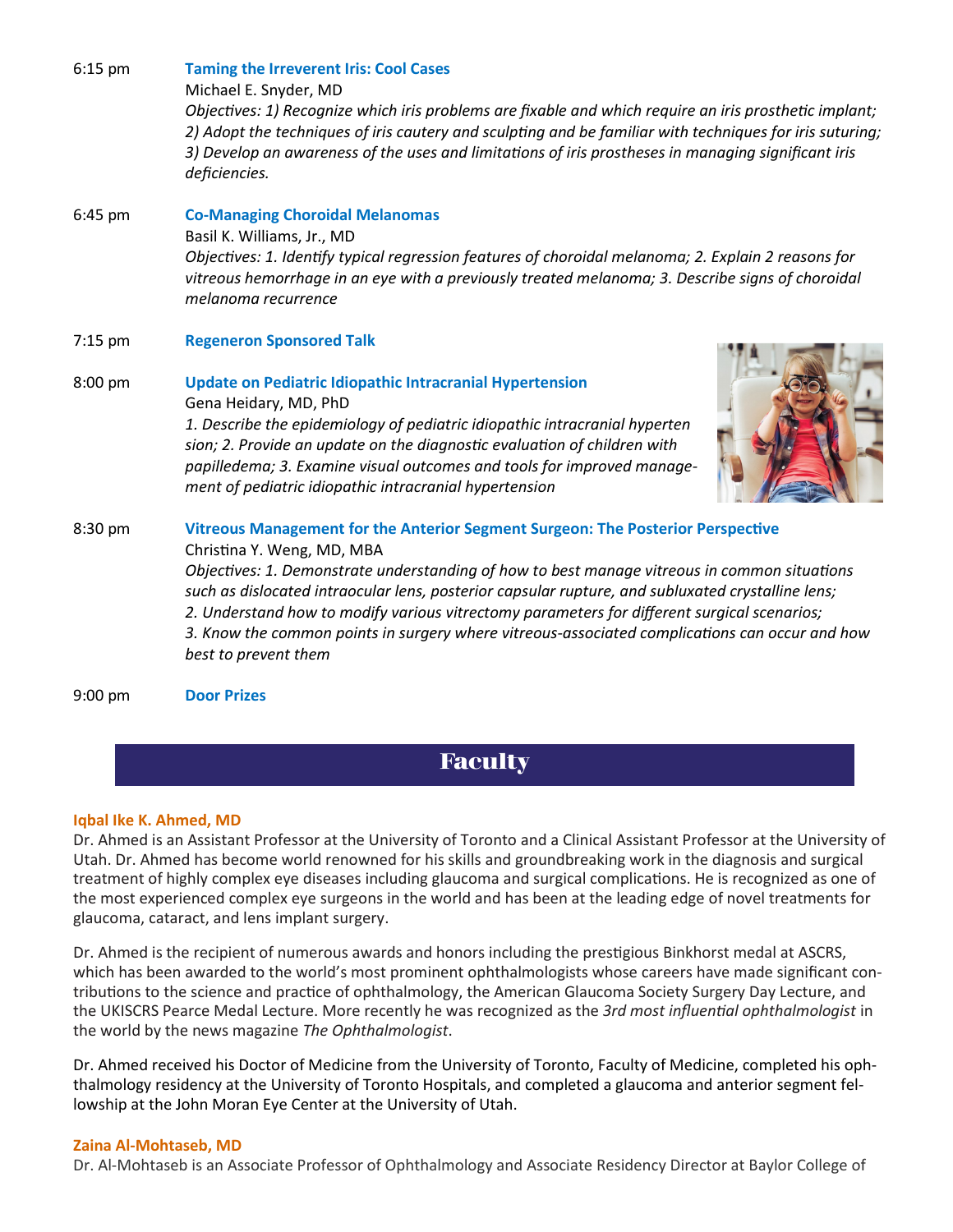6:15 pm **Taming the Irreverent Iris: Cool Cases**
Michael E. Snyder, MD
*Objectives: 1) Recognize which iris problems are fixable and which require an iris prosthetic implant; 2) Adopt the techniques of iris cautery and sculpting and be familiar with techniques for iris suturing; 3) Develop an awareness of the uses and limitations of iris prostheses in managing significant iris deficiencies.*

6:45 pm **Co-Managing Choroidal Melanomas**
Basil K. Williams, Jr., MD
*Objectives: 1. Identify typical regression features of choroidal melanoma; 2. Explain 2 reasons for vitreous hemorrhage in an eye with a previously treated melanoma; 3. Describe signs of choroidal melanoma recurrence*

7:15 pm **Regeneron Sponsored Talk**

8:00 pm **Update on Pediatric Idiopathic Intracranial Hypertension**
Gena Heidary, MD, PhD
*1. Describe the epidemiology of pediatric idiopathic intracranial hypertension; 2. Provide an update on the diagnostic evaluation of children with papilledema; 3. Examine visual outcomes and tools for improved management of pediatric idiopathic intracranial hypertension*

8:30 pm **Vitreous Management for the Anterior Segment Surgeon: The Posterior Perspective**
Christina Y. Weng, MD, MBA
*Objectives: 1. Demonstrate understanding of how to best manage vitreous in common situations such as dislocated intraocular lens, posterior capsular rupture, and subluxated crystalline lens; 2. Understand how to modify various vitrectomy parameters for different surgical scenarios; 3. Know the common points in surgery where vitreous-associated complications can occur and how best to prevent them*

9:00 pm **Door Prizes**

## Faculty

**Iqbal Ike K. Ahmed, MD**
Dr. Ahmed is an Assistant Professor at the University of Toronto and a Clinical Assistant Professor at the University of Utah. Dr. Ahmed has become world renowned for his skills and groundbreaking work in the diagnosis and surgical treatment of highly complex eye diseases including glaucoma and surgical complications. He is recognized as one of the most experienced complex eye surgeons in the world and has been at the leading edge of novel treatments for glaucoma, cataract, and lens implant surgery.

Dr. Ahmed is the recipient of numerous awards and honors including the prestigious Binkhorst medal at ASCRS, which has been awarded to the world's most prominent ophthalmologists whose careers have made significant contributions to the science and practice of ophthalmology, the American Glaucoma Society Surgery Day Lecture, and the UKISCRS Pearce Medal Lecture. More recently he was recognized as the *3rd most influential ophthalmologist* in the world by the news magazine *The Ophthalmologist*.

Dr. Ahmed received his Doctor of Medicine from the University of Toronto, Faculty of Medicine, completed his ophthalmology residency at the University of Toronto Hospitals, and completed a glaucoma and anterior segment fellowship at the John Moran Eye Center at the University of Utah.

**Zaina Al-Mohtaseb, MD**
Dr. Al-Mohtaseb is an Associate Professor of Ophthalmology and Associate Residency Director at Baylor College of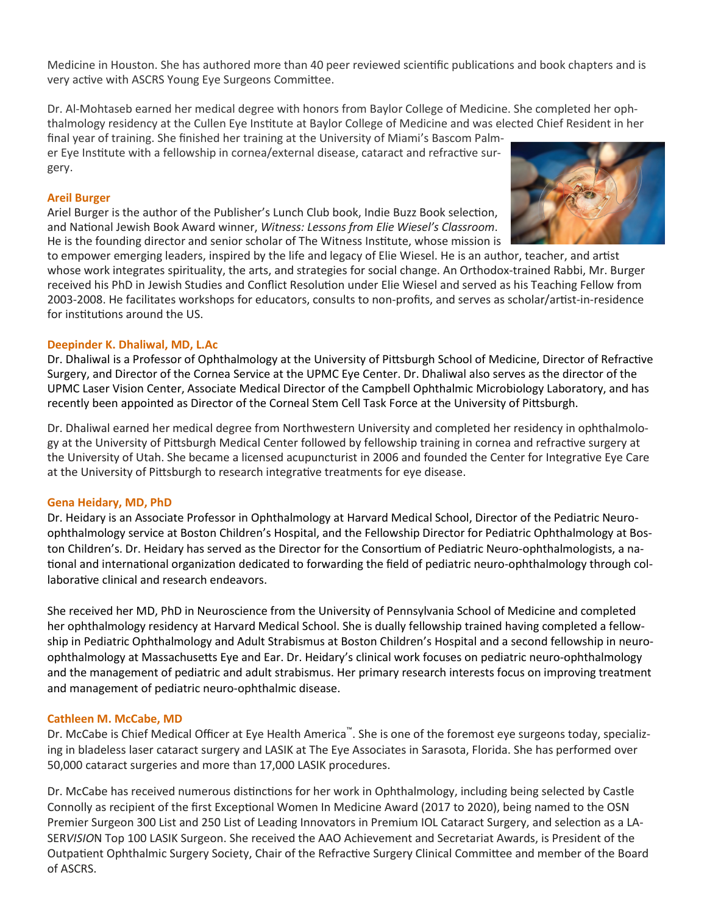Medicine in Houston. She has authored more than 40 peer reviewed scientific publications and book chapters and is very active with ASCRS Young Eye Surgeons Committee.

Dr. Al-Mohtaseb earned her medical degree with honors from Baylor College of Medicine. She completed her ophthalmology residency at the Cullen Eye Institute at Baylor College of Medicine and was elected Chief Resident in her final year of training. She finished her training at the University of Miami's Bascom Palmer Eye Institute with a fellowship in cornea/external disease, cataract and refractive surgery.

### Areil Burger

Ariel Burger is the author of the Publisher's Lunch Club book, Indie Buzz Book selection, and National Jewish Book Award winner, *Witness: Lessons from Elie Wiesel's Classroom*. He is the founding director and senior scholar of The Witness Institute, whose mission is to empower emerging leaders, inspired by the life and legacy of Elie Wiesel. He is an author, teacher, and artist whose work integrates spirituality, the arts, and strategies for social change. An Orthodox-trained Rabbi, Mr. Burger received his PhD in Jewish Studies and Conflict Resolution under Elie Wiesel and served as his Teaching Fellow from 2003-2008. He facilitates workshops for educators, consults to non-profits, and serves as scholar/artist-in-residence for institutions around the US.

### Deepinder K. Dhaliwal, MD, L.Ac

Dr. Dhaliwal is a Professor of Ophthalmology at the University of Pittsburgh School of Medicine, Director of Refractive Surgery, and Director of the Cornea Service at the UPMC Eye Center. Dr. Dhaliwal also serves as the director of the UPMC Laser Vision Center, Associate Medical Director of the Campbell Ophthalmic Microbiology Laboratory, and has recently been appointed as Director of the Corneal Stem Cell Task Force at the University of Pittsburgh.

Dr. Dhaliwal earned her medical degree from Northwestern University and completed her residency in ophthalmology at the University of Pittsburgh Medical Center followed by fellowship training in cornea and refractive surgery at the University of Utah. She became a licensed acupuncturist in 2006 and founded the Center for Integrative Eye Care at the University of Pittsburgh to research integrative treatments for eye disease.

### Gena Heidary, MD, PhD

Dr. Heidary is an Associate Professor in Ophthalmology at Harvard Medical School, Director of the Pediatric Neuro-ophthalmology service at Boston Children's Hospital, and the Fellowship Director for Pediatric Ophthalmology at Boston Children's. Dr. Heidary has served as the Director for the Consortium of Pediatric Neuro-ophthalmologists, a national and international organization dedicated to forwarding the field of pediatric neuro-ophthalmology through collaborative clinical and research endeavors.

She received her MD, PhD in Neuroscience from the University of Pennsylvania School of Medicine and completed her ophthalmology residency at Harvard Medical School. She is dually fellowship trained having completed a fellowship in Pediatric Ophthalmology and Adult Strabismus at Boston Children's Hospital and a second fellowship in neuro-ophthalmology at Massachusetts Eye and Ear. Dr. Heidary's clinical work focuses on pediatric neuro-ophthalmology and the management of pediatric and adult strabismus. Her primary research interests focus on improving treatment and management of pediatric neuro-ophthalmic disease.

### Cathleen M. McCabe, MD

Dr. McCabe is Chief Medical Officer at Eye Health America™. She is one of the foremost eye surgeons today, specializing in bladeless laser cataract surgery and LASIK at The Eye Associates in Sarasota, Florida. She has performed over 50,000 cataract surgeries and more than 17,000 LASIK procedures.

Dr. McCabe has received numerous distinctions for her work in Ophthalmology, including being selected by Castle Connolly as recipient of the first Exceptional Women In Medicine Award (2017 to 2020), being named to the OSN Premier Surgeon 300 List and 250 List of Leading Innovators in Premium IOL Cataract Surgery, and selection as a LASER*VISIO*N Top 100 LASIK Surgeon. She received the AAO Achievement and Secretariat Awards, is President of the Outpatient Ophthalmic Surgery Society, Chair of the Refractive Surgery Clinical Committee and member of the Board of ASCRS.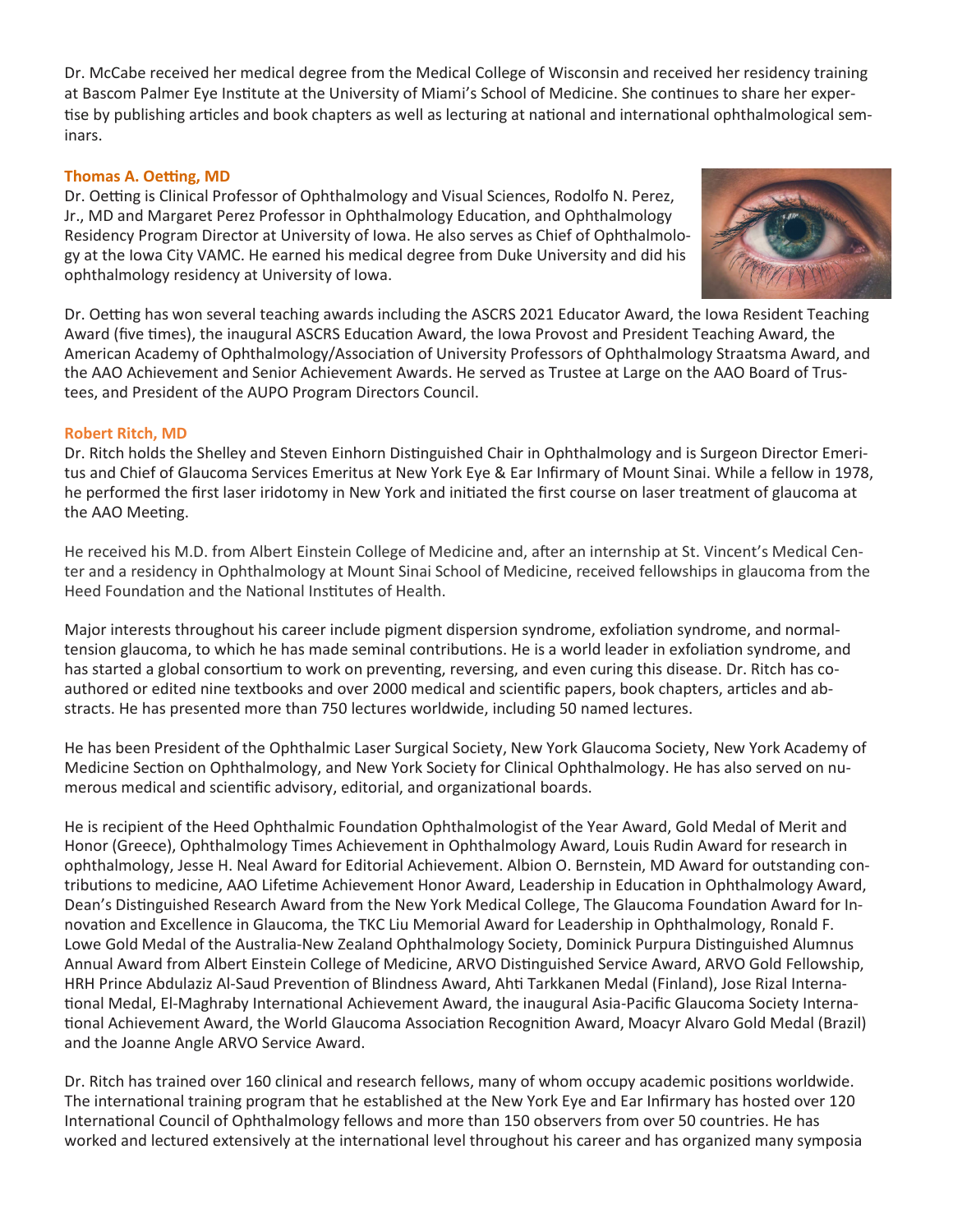Dr. McCabe received her medical degree from the Medical College of Wisconsin and received her residency training at Bascom Palmer Eye Institute at the University of Miami's School of Medicine. She continues to share her expertise by publishing articles and book chapters as well as lecturing at national and international ophthalmological seminars.

**Thomas A. Oetting, MD**

Dr. Oetting is Clinical Professor of Ophthalmology and Visual Sciences, Rodolfo N. Perez, Jr., MD and Margaret Perez Professor in Ophthalmology Education, and Ophthalmology Residency Program Director at University of Iowa. He also serves as Chief of Ophthalmology at the Iowa City VAMC. He earned his medical degree from Duke University and did his ophthalmology residency at University of Iowa.

Dr. Oetting has won several teaching awards including the ASCRS 2021 Educator Award, the Iowa Resident Teaching Award (five times), the inaugural ASCRS Education Award, the Iowa Provost and President Teaching Award, the American Academy of Ophthalmology/Association of University Professors of Ophthalmology Straatsma Award, and the AAO Achievement and Senior Achievement Awards. He served as Trustee at Large on the AAO Board of Trustees, and President of the AUPO Program Directors Council.

**Robert Ritch, MD**

Dr. Ritch holds the Shelley and Steven Einhorn Distinguished Chair in Ophthalmology and is Surgeon Director Emeritus and Chief of Glaucoma Services Emeritus at New York Eye & Ear Infirmary of Mount Sinai. While a fellow in 1978, he performed the first laser iridotomy in New York and initiated the first course on laser treatment of glaucoma at the AAO Meeting.

He received his M.D. from Albert Einstein College of Medicine and, after an internship at St. Vincent's Medical Center and a residency in Ophthalmology at Mount Sinai School of Medicine, received fellowships in glaucoma from the Heed Foundation and the National Institutes of Health.

Major interests throughout his career include pigment dispersion syndrome, exfoliation syndrome, and normal-tension glaucoma, to which he has made seminal contributions. He is a world leader in exfoliation syndrome, and has started a global consortium to work on preventing, reversing, and even curing this disease. Dr. Ritch has co-authored or edited nine textbooks and over 2000 medical and scientific papers, book chapters, articles and abstracts. He has presented more than 750 lectures worldwide, including 50 named lectures.

He has been President of the Ophthalmic Laser Surgical Society, New York Glaucoma Society, New York Academy of Medicine Section on Ophthalmology, and New York Society for Clinical Ophthalmology. He has also served on numerous medical and scientific advisory, editorial, and organizational boards.

He is recipient of the Heed Ophthalmic Foundation Ophthalmologist of the Year Award, Gold Medal of Merit and Honor (Greece), Ophthalmology Times Achievement in Ophthalmology Award, Louis Rudin Award for research in ophthalmology, Jesse H. Neal Award for Editorial Achievement. Albion O. Bernstein, MD Award for outstanding contributions to medicine, AAO Lifetime Achievement Honor Award, Leadership in Education in Ophthalmology Award, Dean's Distinguished Research Award from the New York Medical College, The Glaucoma Foundation Award for Innovation and Excellence in Glaucoma, the TKC Liu Memorial Award for Leadership in Ophthalmology, Ronald F. Lowe Gold Medal of the Australia-New Zealand Ophthalmology Society, Dominick Purpura Distinguished Alumnus Annual Award from Albert Einstein College of Medicine, ARVO Distinguished Service Award, ARVO Gold Fellowship, HRH Prince Abdulaziz Al-Saud Prevention of Blindness Award, Ahti Tarkkanen Medal (Finland), Jose Rizal International Medal, El-Maghraby International Achievement Award, the inaugural Asia-Pacific Glaucoma Society International Achievement Award, the World Glaucoma Association Recognition Award, Moacyr Alvaro Gold Medal (Brazil) and the Joanne Angle ARVO Service Award.

Dr. Ritch has trained over 160 clinical and research fellows, many of whom occupy academic positions worldwide. The international training program that he established at the New York Eye and Ear Infirmary has hosted over 120 International Council of Ophthalmology fellows and more than 150 observers from over 50 countries. He has worked and lectured extensively at the international level throughout his career and has organized many symposia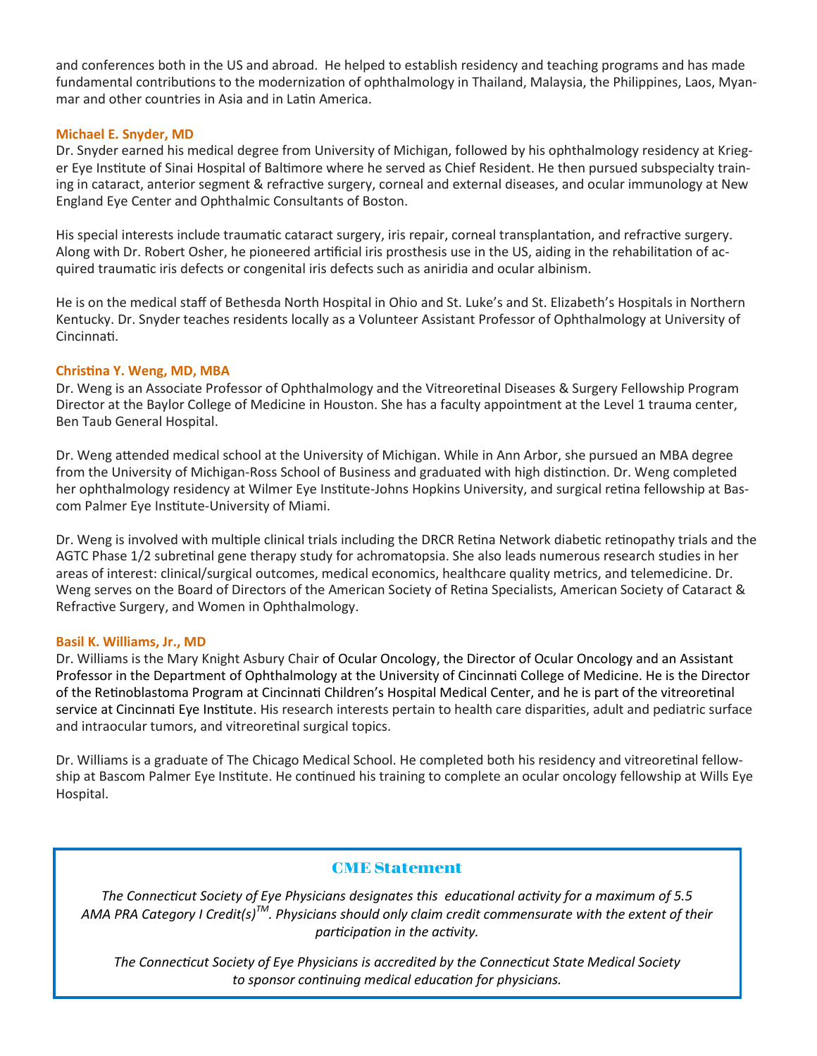and conferences both in the US and abroad. He helped to establish residency and teaching programs and has made fundamental contributions to the modernization of ophthalmology in Thailand, Malaysia, the Philippines, Laos, Myanmar and other countries in Asia and in Latin America.

**Michael E. Snyder, MD**

Dr. Snyder earned his medical degree from University of Michigan, followed by his ophthalmology residency at Krieger Eye Institute of Sinai Hospital of Baltimore where he served as Chief Resident. He then pursued subspecialty training in cataract, anterior segment & refractive surgery, corneal and external diseases, and ocular immunology at New England Eye Center and Ophthalmic Consultants of Boston.

His special interests include traumatic cataract surgery, iris repair, corneal transplantation, and refractive surgery. Along with Dr. Robert Osher, he pioneered artificial iris prosthesis use in the US, aiding in the rehabilitation of acquired traumatic iris defects or congenital iris defects such as aniridia and ocular albinism.

He is on the medical staff of Bethesda North Hospital in Ohio and St. Luke's and St. Elizabeth's Hospitals in Northern Kentucky. Dr. Snyder teaches residents locally as a Volunteer Assistant Professor of Ophthalmology at University of Cincinnati.

**Christina Y. Weng, MD, MBA**

Dr. Weng is an Associate Professor of Ophthalmology and the Vitreoretinal Diseases & Surgery Fellowship Program Director at the Baylor College of Medicine in Houston. She has a faculty appointment at the Level 1 trauma center, Ben Taub General Hospital.

Dr. Weng attended medical school at the University of Michigan. While in Ann Arbor, she pursued an MBA degree from the University of Michigan-Ross School of Business and graduated with high distinction. Dr. Weng completed her ophthalmology residency at Wilmer Eye Institute-Johns Hopkins University, and surgical retina fellowship at Bascom Palmer Eye Institute-University of Miami.

Dr. Weng is involved with multiple clinical trials including the DRCR Retina Network diabetic retinopathy trials and the AGTC Phase 1/2 subretinal gene therapy study for achromatopsia. She also leads numerous research studies in her areas of interest: clinical/surgical outcomes, medical economics, healthcare quality metrics, and telemedicine. Dr. Weng serves on the Board of Directors of the American Society of Retina Specialists, American Society of Cataract & Refractive Surgery, and Women in Ophthalmology.

**Basil K. Williams, Jr., MD**

Dr. Williams is the Mary Knight Asbury Chair of Ocular Oncology, the Director of Ocular Oncology and an Assistant Professor in the Department of Ophthalmology at the University of Cincinnati College of Medicine. He is the Director of the Retinoblastoma Program at Cincinnati Children's Hospital Medical Center, and he is part of the vitreoretinal service at Cincinnati Eye Institute. His research interests pertain to health care disparities, adult and pediatric surface and intraocular tumors, and vitreoretinal surgical topics.

Dr. Williams is a graduate of The Chicago Medical School. He completed both his residency and vitreoretinal fellowship at Bascom Palmer Eye Institute. He continued his training to complete an ocular oncology fellowship at Wills Eye Hospital.

## CME Statement

*The Connecticut Society of Eye Physicians designates this educational activity for a maximum of 5.5 AMA PRA Category I Credit(s)™. Physicians should only claim credit commensurate with the extent of their participation in the activity.*

*The Connecticut Society of Eye Physicians is accredited by the Connecticut State Medical Society to sponsor continuing medical education for physicians.*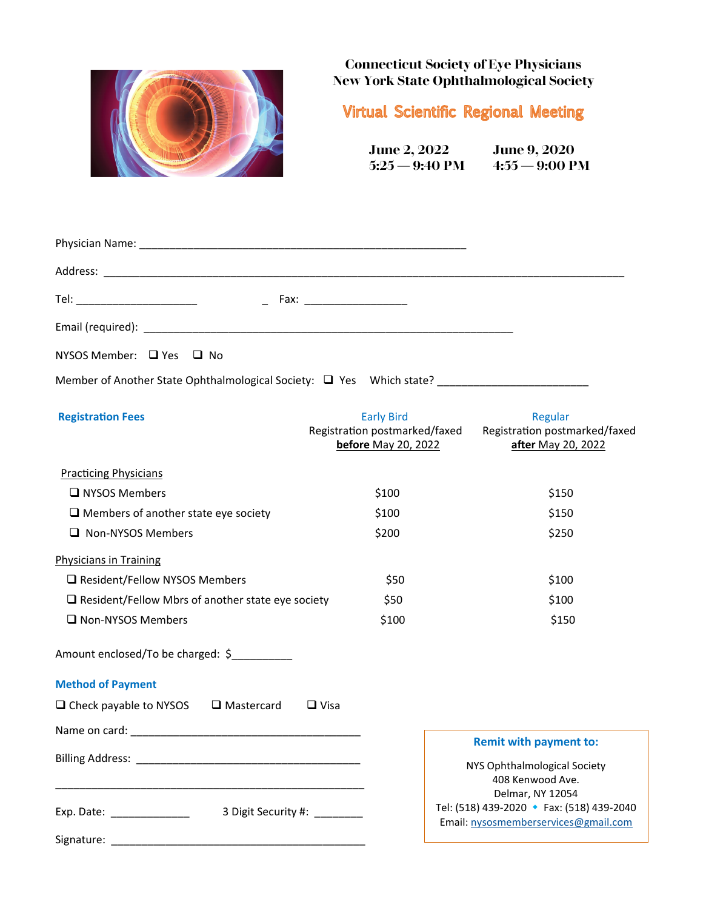**Connecticut Society of Eye Physicians**
**New York State Ophthalmological Society**

## Virtual Scientific Regional Meeting

**June 2, 2022**
**5:25 — 9:40 PM**

**June 9, 2020**
**4:55 — 9:00 PM**

Physician Name: ______________________________________________________

Address: ______________________________________________________________________________________

Tel: ____________________ _ Fax: _________________

Email (required): _____________________________________________________________

NYSOS Member: ❑ Yes ❑ No

Member of Another State Ophthalmological Society: ❑ Yes Which state? ________________________

| Registration Fees | Early Bird<br>Registration postmarked/faxed<br>**before** May 20, 2022 | Regular<br>Registration postmarked/faxed<br>**after** May 20, 2022 |
|---|---|---|
| Practicing Physicians | | |
| ❑ NYSOS Members | $100 | $150 |
| ❑ Members of another state eye society | $100 | $150 |
| ❑ Non-NYSOS Members | $200 | $250 |
| Physicians in Training | | |
| ❑ Resident/Fellow NYSOS Members | $50 | $100 |
| ❑ Resident/Fellow Mbrs of another state eye society | $50 | $100 |
| ❑ Non-NYSOS Members | $100 | $150 |

Amount enclosed/To be charged: $__________

### Method of Payment

❑ Check payable to NYSOS ❑ Mastercard ❑ Visa

Name on card: ______________________________________

Billing Address: ____________________________________

___________________________________________________

Exp. Date: _____________ 3 Digit Security #: ________

Signature: ________________________________________

**Remit with payment to:**

NYS Ophthalmological Society
408 Kenwood Ave.
Delmar, NY 12054
Tel: (518) 439-2020 • Fax: (518) 439-2040
Email: nysosmemberservices@gmail.com